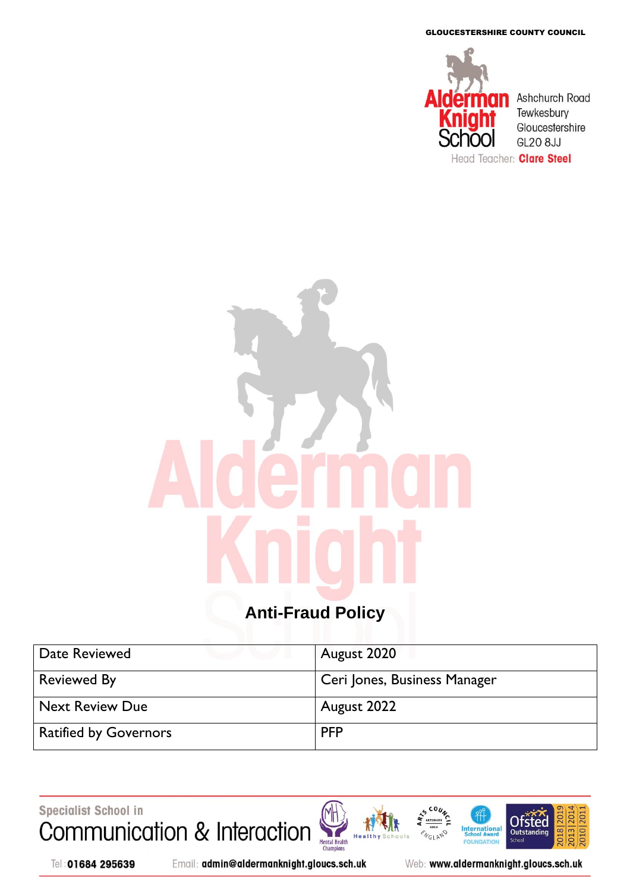GLOUCESTERSHIRE COUNTY COUNCIL

Alderman Knight School

Ashchurch Road
Tewkesbury
Gloucestershire
GL20 8JJ

Head Teacher: **Clare Steel**

# Anti-Fraud Policy

| Date Reviewed | August 2020 |
|---|---|
| Reviewed By | Ceri Jones, Business Manager |
| Next Review Due | August 2022 |
| Ratified by Governors | PFP |

Specialist School in
Communication & Interaction

Tel: **01684 295639** Email: **admin@aldermanknight.gloucs.sch.uk** Web: **www.aldermanknight.gloucs.sch.uk**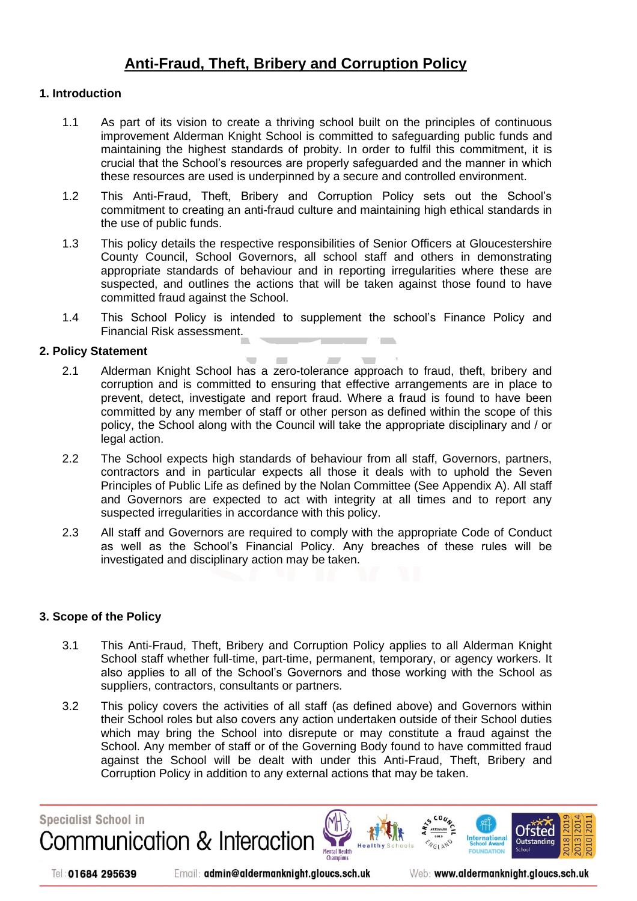# Anti-Fraud, Theft, Bribery and Corruption Policy

## 1. Introduction

1.1 As part of its vision to create a thriving school built on the principles of continuous improvement Alderman Knight School is committed to safeguarding public funds and maintaining the highest standards of probity. In order to fulfil this commitment, it is crucial that the School's resources are properly safeguarded and the manner in which these resources are used is underpinned by a secure and controlled environment.

1.2 This Anti-Fraud, Theft, Bribery and Corruption Policy sets out the School's commitment to creating an anti-fraud culture and maintaining high ethical standards in the use of public funds.

1.3 This policy details the respective responsibilities of Senior Officers at Gloucestershire County Council, School Governors, all school staff and others in demonstrating appropriate standards of behaviour and in reporting irregularities where these are suspected, and outlines the actions that will be taken against those found to have committed fraud against the School.

1.4 This School Policy is intended to supplement the school's Finance Policy and Financial Risk assessment.

## 2. Policy Statement

2.1 Alderman Knight School has a zero-tolerance approach to fraud, theft, bribery and corruption and is committed to ensuring that effective arrangements are in place to prevent, detect, investigate and report fraud. Where a fraud is found to have been committed by any member of staff or other person as defined within the scope of this policy, the School along with the Council will take the appropriate disciplinary and / or legal action.

2.2 The School expects high standards of behaviour from all staff, Governors, partners, contractors and in particular expects all those it deals with to uphold the Seven Principles of Public Life as defined by the Nolan Committee (See Appendix A). All staff and Governors are expected to act with integrity at all times and to report any suspected irregularities in accordance with this policy.

2.3 All staff and Governors are required to comply with the appropriate Code of Conduct as well as the School's Financial Policy. Any breaches of these rules will be investigated and disciplinary action may be taken.

## 3. Scope of the Policy

3.1 This Anti-Fraud, Theft, Bribery and Corruption Policy applies to all Alderman Knight School staff whether full-time, part-time, permanent, temporary, or agency workers. It also applies to all of the School's Governors and those working with the School as suppliers, contractors, consultants or partners.

3.2 This policy covers the activities of all staff (as defined above) and Governors within their School roles but also covers any action undertaken outside of their School duties which may bring the School into disrepute or may constitute a fraud against the School. Any member of staff or of the Governing Body found to have committed fraud against the School will be dealt with under this Anti-Fraud, Theft, Bribery and Corruption Policy in addition to any external actions that may be taken.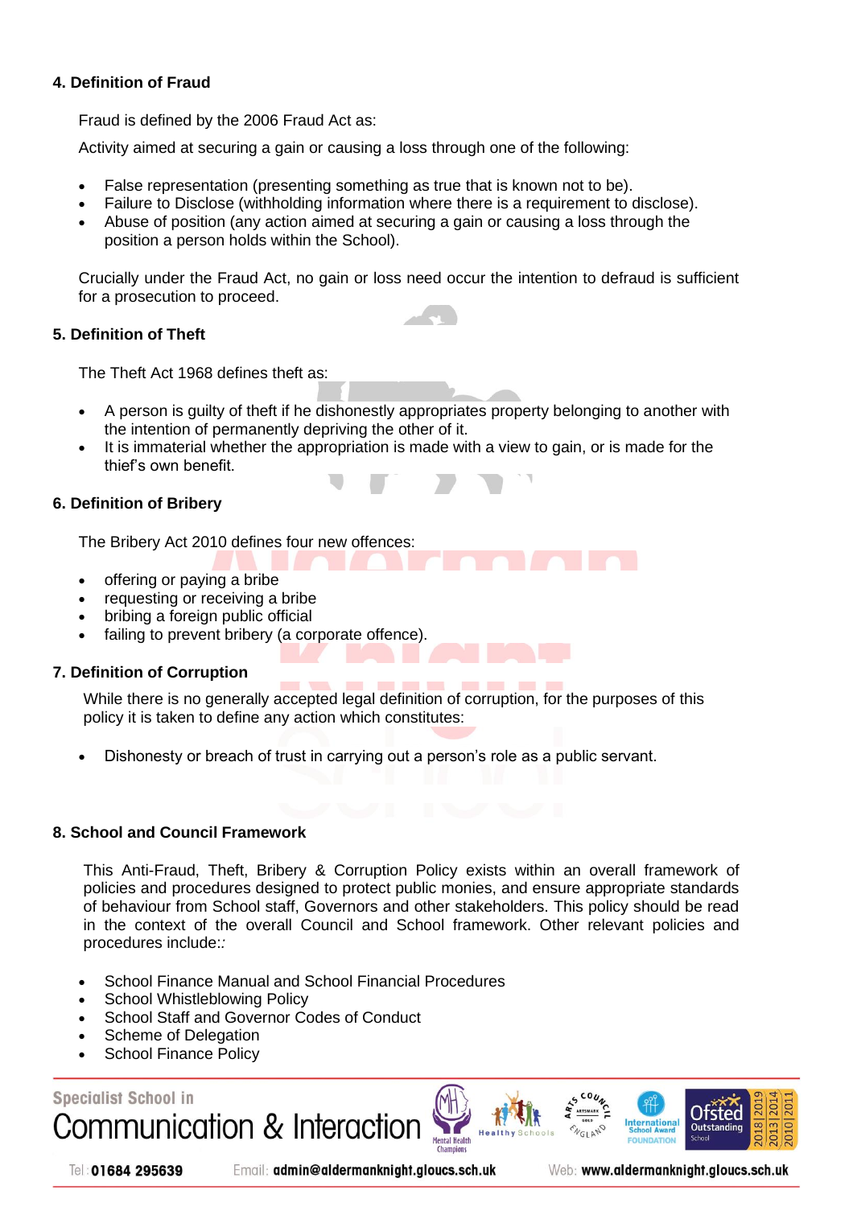## 4. Definition of Fraud

Fraud is defined by the 2006 Fraud Act as:

Activity aimed at securing a gain or causing a loss through one of the following:

- False representation (presenting something as true that is known not to be).
- Failure to Disclose (withholding information where there is a requirement to disclose).
- Abuse of position (any action aimed at securing a gain or causing a loss through the position a person holds within the School).

Crucially under the Fraud Act, no gain or loss need occur the intention to defraud is sufficient for a prosecution to proceed.

## 5. Definition of Theft

The Theft Act 1968 defines theft as:

- A person is guilty of theft if he dishonestly appropriates property belonging to another with the intention of permanently depriving the other of it.
- It is immaterial whether the appropriation is made with a view to gain, or is made for the thief's own benefit.

## 6. Definition of Bribery

The Bribery Act 2010 defines four new offences:

- offering or paying a bribe
- requesting or receiving a bribe
- bribing a foreign public official
- failing to prevent bribery (a corporate offence).

## 7. Definition of Corruption

While there is no generally accepted legal definition of corruption, for the purposes of this policy it is taken to define any action which constitutes:

- Dishonesty or breach of trust in carrying out a person's role as a public servant.

## 8. School and Council Framework

This Anti-Fraud, Theft, Bribery & Corruption Policy exists within an overall framework of policies and procedures designed to protect public monies, and ensure appropriate standards of behaviour from School staff, Governors and other stakeholders. This policy should be read in the context of the overall Council and School framework. Other relevant policies and procedures include::

- School Finance Manual and School Financial Procedures
- School Whistleblowing Policy
- School Staff and Governor Codes of Conduct
- Scheme of Delegation
- School Finance Policy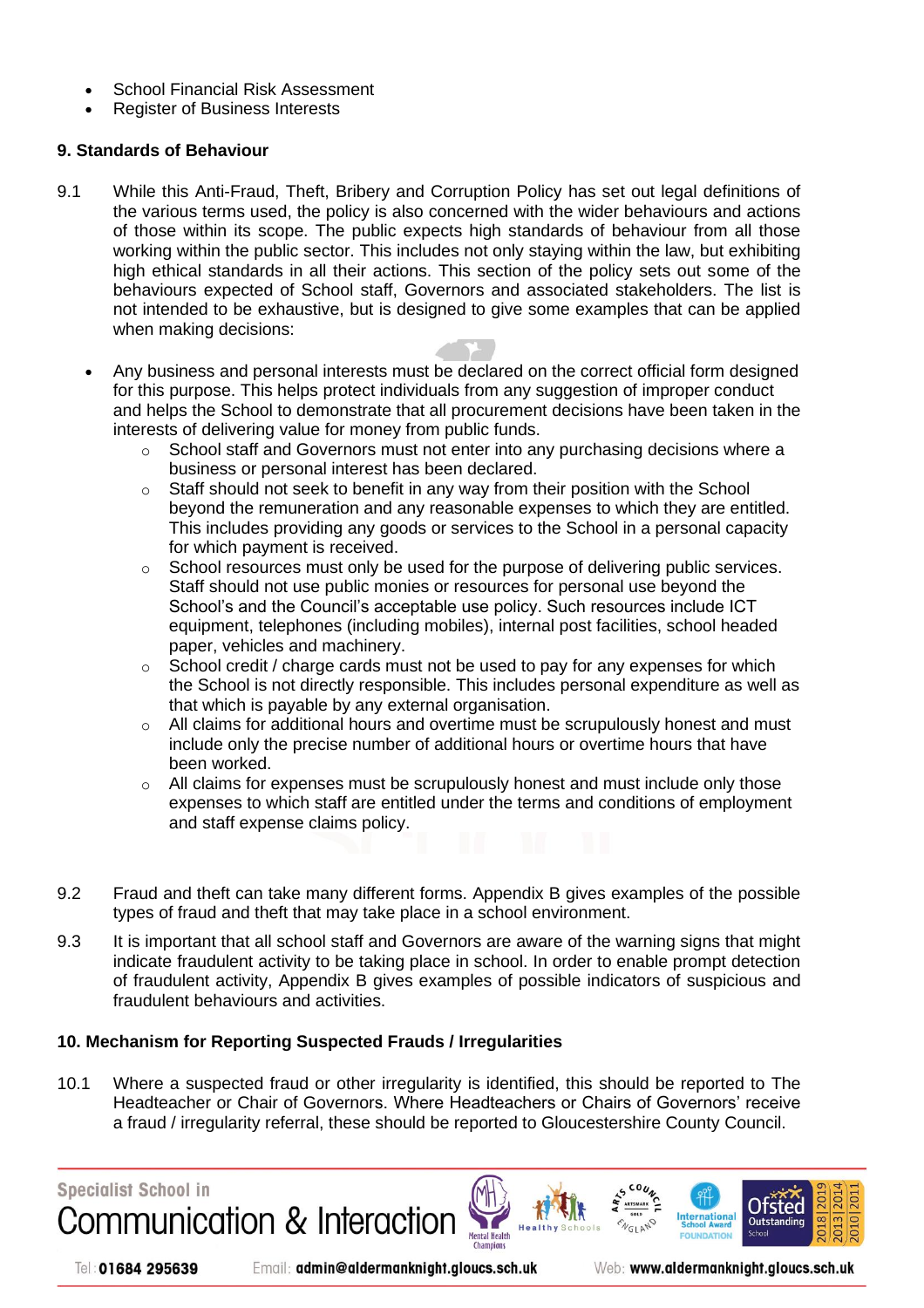- School Financial Risk Assessment
- Register of Business Interests

### 9. Standards of Behaviour

9.1 While this Anti-Fraud, Theft, Bribery and Corruption Policy has set out legal definitions of the various terms used, the policy is also concerned with the wider behaviours and actions of those within its scope. The public expects high standards of behaviour from all those working within the public sector. This includes not only staying within the law, but exhibiting high ethical standards in all their actions. This section of the policy sets out some of the behaviours expected of School staff, Governors and associated stakeholders. The list is not intended to be exhaustive, but is designed to give some examples that can be applied when making decisions:

- Any business and personal interests must be declared on the correct official form designed for this purpose. This helps protect individuals from any suggestion of improper conduct and helps the School to demonstrate that all procurement decisions have been taken in the interests of delivering value for money from public funds.
  - School staff and Governors must not enter into any purchasing decisions where a business or personal interest has been declared.
  - Staff should not seek to benefit in any way from their position with the School beyond the remuneration and any reasonable expenses to which they are entitled. This includes providing any goods or services to the School in a personal capacity for which payment is received.
  - School resources must only be used for the purpose of delivering public services. Staff should not use public monies or resources for personal use beyond the School's and the Council's acceptable use policy. Such resources include ICT equipment, telephones (including mobiles), internal post facilities, school headed paper, vehicles and machinery.
  - School credit / charge cards must not be used to pay for any expenses for which the School is not directly responsible. This includes personal expenditure as well as that which is payable by any external organisation.
  - All claims for additional hours and overtime must be scrupulously honest and must include only the precise number of additional hours or overtime hours that have been worked.
  - All claims for expenses must be scrupulously honest and must include only those expenses to which staff are entitled under the terms and conditions of employment and staff expense claims policy.

9.2 Fraud and theft can take many different forms. Appendix B gives examples of the possible types of fraud and theft that may take place in a school environment.

9.3 It is important that all school staff and Governors are aware of the warning signs that might indicate fraudulent activity to be taking place in school. In order to enable prompt detection of fraudulent activity, Appendix B gives examples of possible indicators of suspicious and fraudulent behaviours and activities.

### 10. Mechanism for Reporting Suspected Frauds / Irregularities

10.1 Where a suspected fraud or other irregularity is identified, this should be reported to The Headteacher or Chair of Governors. Where Headteachers or Chairs of Governors' receive a fraud / irregularity referral, these should be reported to Gloucestershire County Council.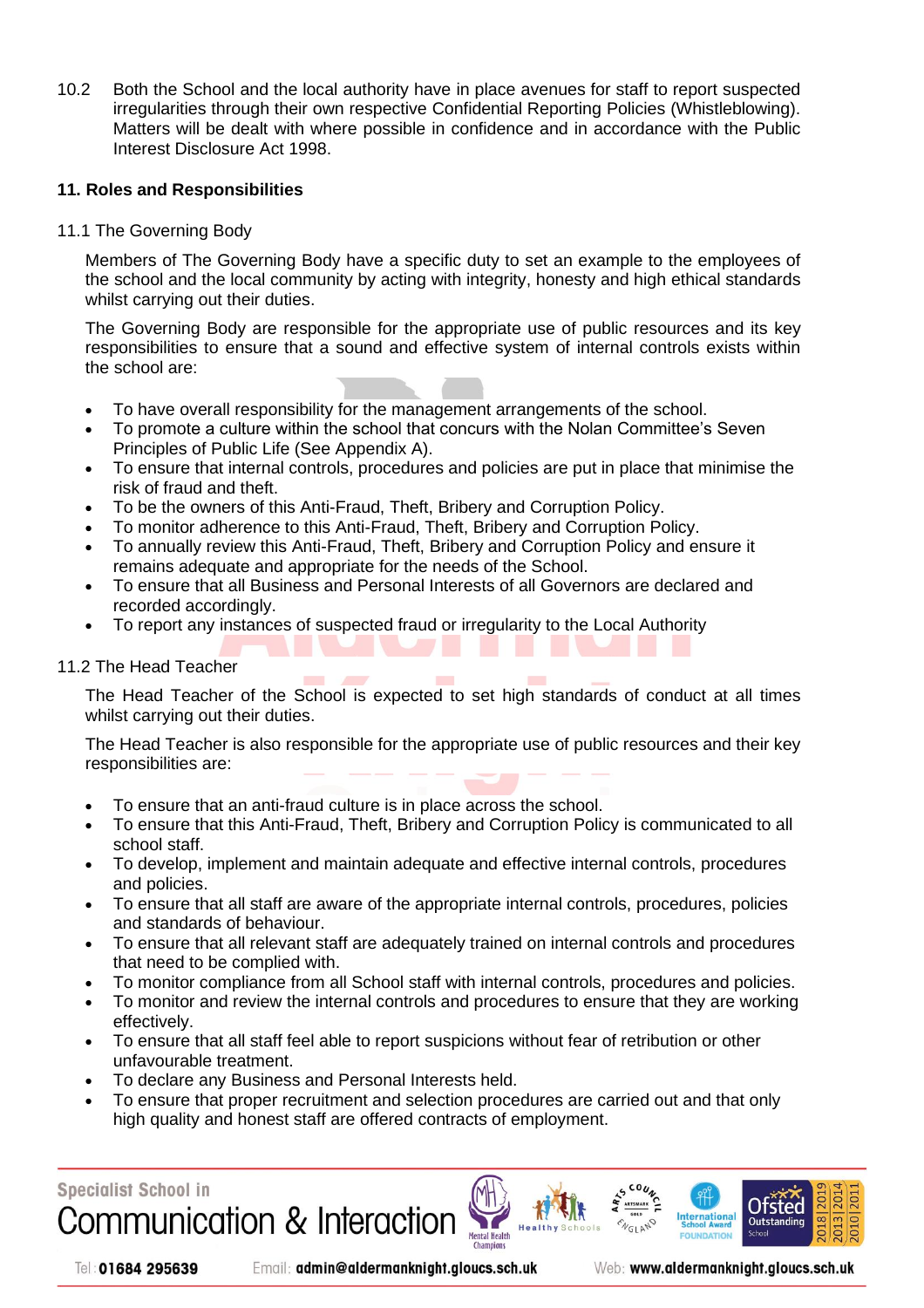10.2 Both the School and the local authority have in place avenues for staff to report suspected irregularities through their own respective Confidential Reporting Policies (Whistleblowing). Matters will be dealt with where possible in confidence and in accordance with the Public Interest Disclosure Act 1998.

## 11. Roles and Responsibilities

### 11.1 The Governing Body

Members of The Governing Body have a specific duty to set an example to the employees of the school and the local community by acting with integrity, honesty and high ethical standards whilst carrying out their duties.

The Governing Body are responsible for the appropriate use of public resources and its key responsibilities to ensure that a sound and effective system of internal controls exists within the school are:

- To have overall responsibility for the management arrangements of the school.
- To promote a culture within the school that concurs with the Nolan Committee's Seven Principles of Public Life (See Appendix A).
- To ensure that internal controls, procedures and policies are put in place that minimise the risk of fraud and theft.
- To be the owners of this Anti-Fraud, Theft, Bribery and Corruption Policy.
- To monitor adherence to this Anti-Fraud, Theft, Bribery and Corruption Policy.
- To annually review this Anti-Fraud, Theft, Bribery and Corruption Policy and ensure it remains adequate and appropriate for the needs of the School.
- To ensure that all Business and Personal Interests of all Governors are declared and recorded accordingly.
- To report any instances of suspected fraud or irregularity to the Local Authority

### 11.2 The Head Teacher

The Head Teacher of the School is expected to set high standards of conduct at all times whilst carrying out their duties.

The Head Teacher is also responsible for the appropriate use of public resources and their key responsibilities are:

- To ensure that an anti-fraud culture is in place across the school.
- To ensure that this Anti-Fraud, Theft, Bribery and Corruption Policy is communicated to all school staff.
- To develop, implement and maintain adequate and effective internal controls, procedures and policies.
- To ensure that all staff are aware of the appropriate internal controls, procedures, policies and standards of behaviour.
- To ensure that all relevant staff are adequately trained on internal controls and procedures that need to be complied with.
- To monitor compliance from all School staff with internal controls, procedures and policies.
- To monitor and review the internal controls and procedures to ensure that they are working effectively.
- To ensure that all staff feel able to report suspicions without fear of retribution or other unfavourable treatment.
- To declare any Business and Personal Interests held.
- To ensure that proper recruitment and selection procedures are carried out and that only high quality and honest staff are offered contracts of employment.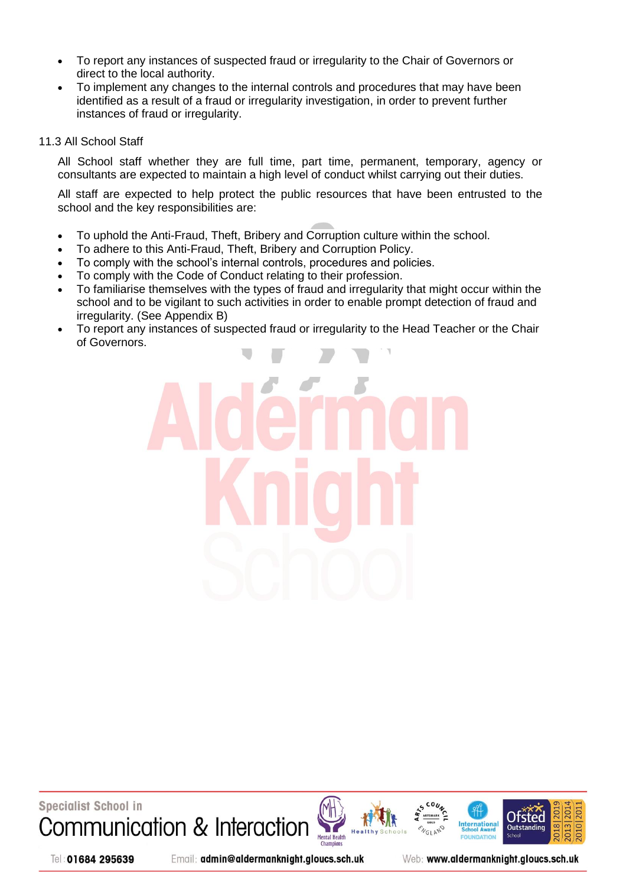- To report any instances of suspected fraud or irregularity to the Chair of Governors or direct to the local authority.
- To implement any changes to the internal controls and procedures that may have been identified as a result of a fraud or irregularity investigation, in order to prevent further instances of fraud or irregularity.

11.3 All School Staff

All School staff whether they are full time, part time, permanent, temporary, agency or consultants are expected to maintain a high level of conduct whilst carrying out their duties.

All staff are expected to help protect the public resources that have been entrusted to the school and the key responsibilities are:

- To uphold the Anti-Fraud, Theft, Bribery and Corruption culture within the school.
- To adhere to this Anti-Fraud, Theft, Bribery and Corruption Policy.
- To comply with the school's internal controls, procedures and policies.
- To comply with the Code of Conduct relating to their profession.
- To familiarise themselves with the types of fraud and irregularity that might occur within the school and to be vigilant to such activities in order to enable prompt detection of fraud and irregularity. (See Appendix B)
- To report any instances of suspected fraud or irregularity to the Head Teacher or the Chair of Governors.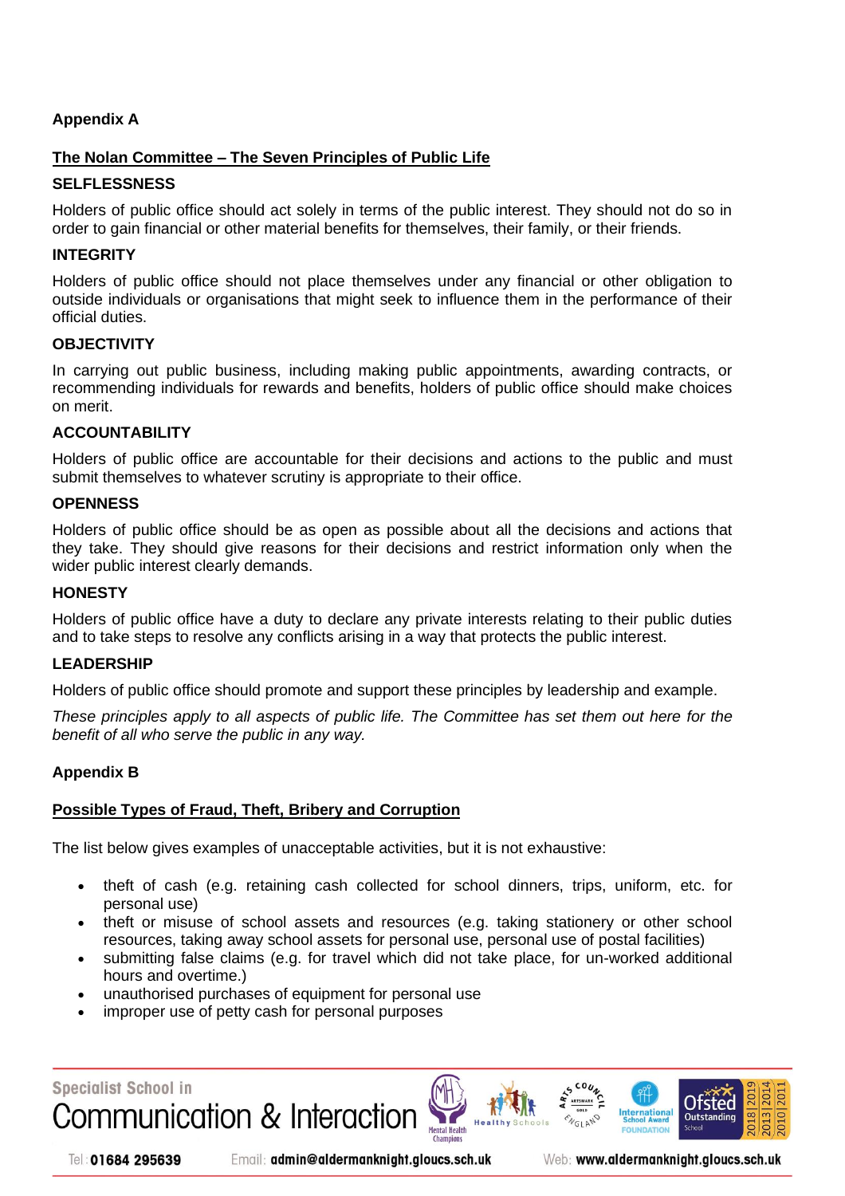## Appendix A

### The Nolan Committee – The Seven Principles of Public Life

**SELFLESSNESS**

Holders of public office should act solely in terms of the public interest. They should not do so in order to gain financial or other material benefits for themselves, their family, or their friends.

**INTEGRITY**

Holders of public office should not place themselves under any financial or other obligation to outside individuals or organisations that might seek to influence them in the performance of their official duties.

**OBJECTIVITY**

In carrying out public business, including making public appointments, awarding contracts, or recommending individuals for rewards and benefits, holders of public office should make choices on merit.

**ACCOUNTABILITY**

Holders of public office are accountable for their decisions and actions to the public and must submit themselves to whatever scrutiny is appropriate to their office.

**OPENNESS**

Holders of public office should be as open as possible about all the decisions and actions that they take. They should give reasons for their decisions and restrict information only when the wider public interest clearly demands.

**HONESTY**

Holders of public office have a duty to declare any private interests relating to their public duties and to take steps to resolve any conflicts arising in a way that protects the public interest.

**LEADERSHIP**

Holders of public office should promote and support these principles by leadership and example.

*These principles apply to all aspects of public life. The Committee has set them out here for the benefit of all who serve the public in any way.*

## Appendix B

### Possible Types of Fraud, Theft, Bribery and Corruption

The list below gives examples of unacceptable activities, but it is not exhaustive:

- theft of cash (e.g. retaining cash collected for school dinners, trips, uniform, etc. for personal use)
- theft or misuse of school assets and resources (e.g. taking stationery or other school resources, taking away school assets for personal use, personal use of postal facilities)
- submitting false claims (e.g. for travel which did not take place, for un-worked additional hours and overtime.)
- unauthorised purchases of equipment for personal use
- improper use of petty cash for personal purposes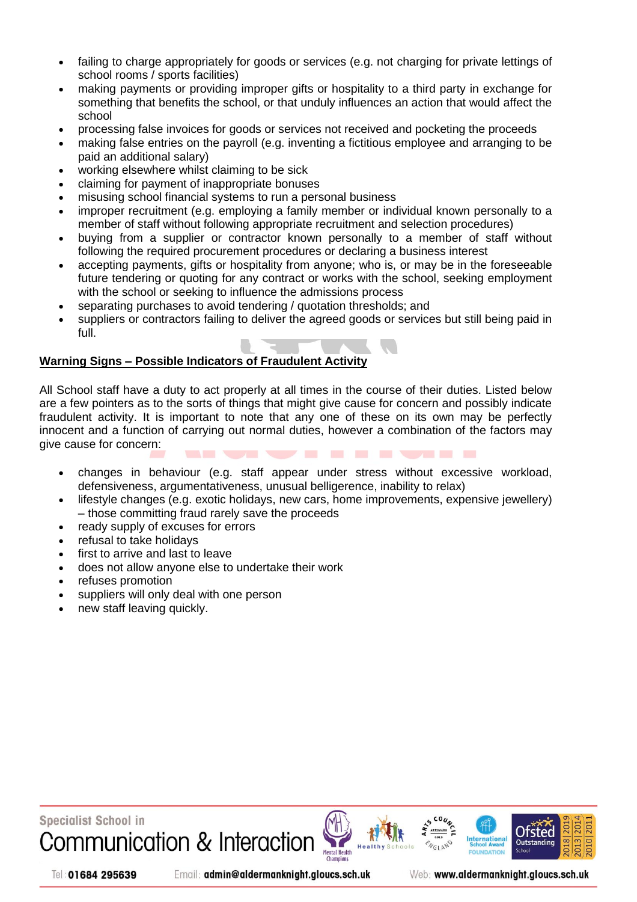- failing to charge appropriately for goods or services (e.g. not charging for private lettings of school rooms / sports facilities)
- making payments or providing improper gifts or hospitality to a third party in exchange for something that benefits the school, or that unduly influences an action that would affect the school
- processing false invoices for goods or services not received and pocketing the proceeds
- making false entries on the payroll (e.g. inventing a fictitious employee and arranging to be paid an additional salary)
- working elsewhere whilst claiming to be sick
- claiming for payment of inappropriate bonuses
- misusing school financial systems to run a personal business
- improper recruitment (e.g. employing a family member or individual known personally to a member of staff without following appropriate recruitment and selection procedures)
- buying from a supplier or contractor known personally to a member of staff without following the required procurement procedures or declaring a business interest
- accepting payments, gifts or hospitality from anyone; who is, or may be in the foreseeable future tendering or quoting for any contract or works with the school, seeking employment with the school or seeking to influence the admissions process
- separating purchases to avoid tendering / quotation thresholds; and
- suppliers or contractors failing to deliver the agreed goods or services but still being paid in full.

**Warning Signs – Possible Indicators of Fraudulent Activity**

All School staff have a duty to act properly at all times in the course of their duties. Listed below are a few pointers as to the sorts of things that might give cause for concern and possibly indicate fraudulent activity. It is important to note that any one of these on its own may be perfectly innocent and a function of carrying out normal duties, however a combination of the factors may give cause for concern:

- changes in behaviour (e.g. staff appear under stress without excessive workload, defensiveness, argumentativeness, unusual belligerence, inability to relax)
- lifestyle changes (e.g. exotic holidays, new cars, home improvements, expensive jewellery) – those committing fraud rarely save the proceeds
- ready supply of excuses for errors
- refusal to take holidays
- first to arrive and last to leave
- does not allow anyone else to undertake their work
- refuses promotion
- suppliers will only deal with one person
- new staff leaving quickly.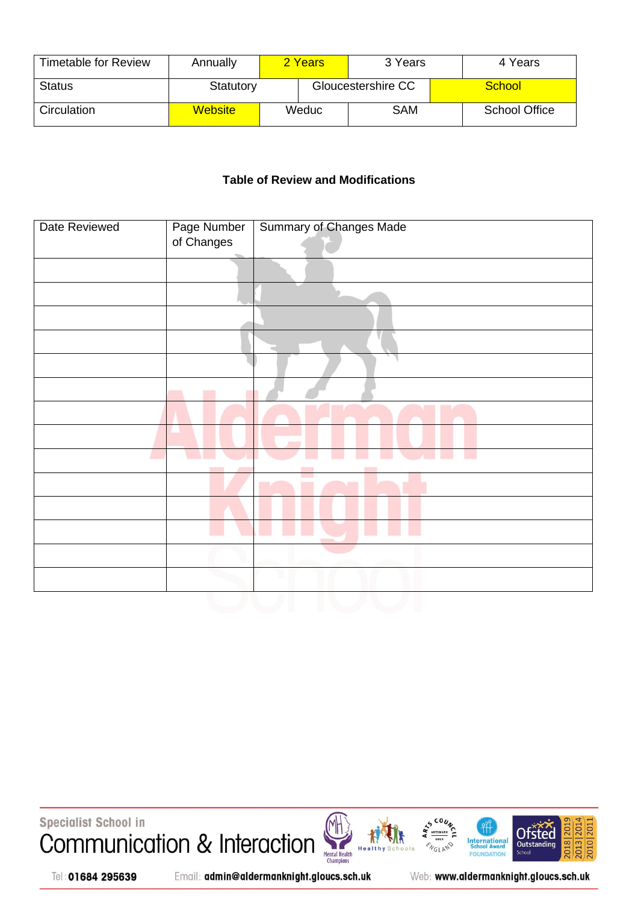| | | | | |
|---|---|---|---|---|
| Timetable for Review | Annually | 2 Years | 3 Years | 4 Years |
| Status | Statutory | Gloucestershire CC | | School |
| Circulation | Website | Weduc | SAM | School Office |

**Table of Review and Modifications**

| Date Reviewed | Page Number of Changes | Summary of Changes Made |
|---|---|---|
| | | |
| | | |
| | | |
| | | |
| | | |
| | | |
| | | |
| | | |
| | | |
| | | |
| | | |
| | | |
| | | |
| | | |